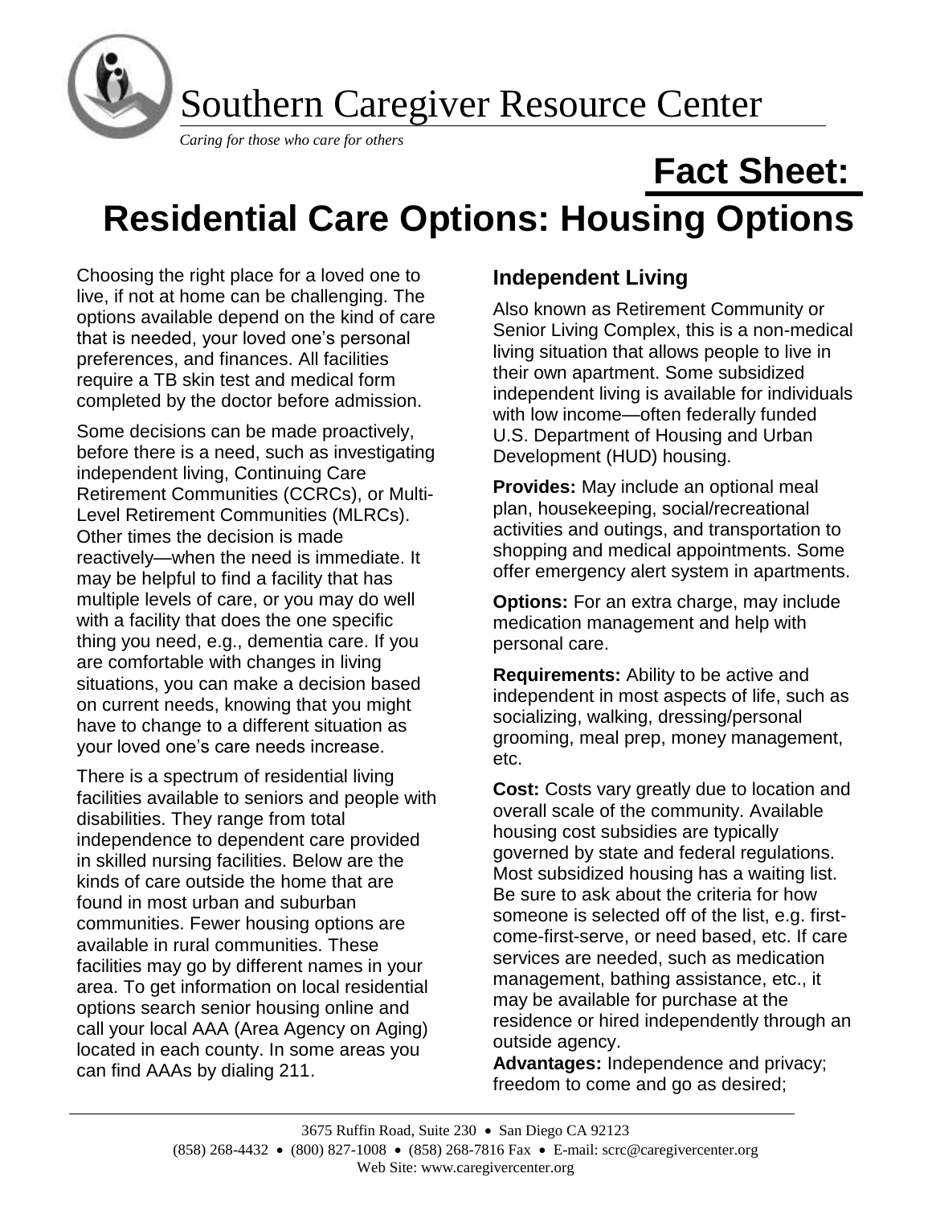Southern Caregiver Resource Center

*Caring for those who care for others*

# Fact Sheet: Residential Care Options: Housing Options

Choosing the right place for a loved one to live, if not at home can be challenging. The options available depend on the kind of care that is needed, your loved one's personal preferences, and finances. All facilities require a TB skin test and medical form completed by the doctor before admission.

Some decisions can be made proactively, before there is a need, such as investigating independent living, Continuing Care Retirement Communities (CCRCs), or Multi-Level Retirement Communities (MLRCs). Other times the decision is made reactively—when the need is immediate. It may be helpful to find a facility that has multiple levels of care, or you may do well with a facility that does the one specific thing you need, e.g., dementia care. If you are comfortable with changes in living situations, you can make a decision based on current needs, knowing that you might have to change to a different situation as your loved one's care needs increase.

There is a spectrum of residential living facilities available to seniors and people with disabilities. They range from total independence to dependent care provided in skilled nursing facilities. Below are the kinds of care outside the home that are found in most urban and suburban communities. Fewer housing options are available in rural communities. These facilities may go by different names in your area. To get information on local residential options search senior housing online and call your local AAA (Area Agency on Aging) located in each county. In some areas you can find AAAs by dialing 211.

## Independent Living

Also known as Retirement Community or Senior Living Complex, this is a non-medical living situation that allows people to live in their own apartment. Some subsidized independent living is available for individuals with low income—often federally funded U.S. Department of Housing and Urban Development (HUD) housing.

**Provides:** May include an optional meal plan, housekeeping, social/recreational activities and outings, and transportation to shopping and medical appointments. Some offer emergency alert system in apartments.

**Options:** For an extra charge, may include medication management and help with personal care.

**Requirements:** Ability to be active and independent in most aspects of life, such as socializing, walking, dressing/personal grooming, meal prep, money management, etc.

**Cost:** Costs vary greatly due to location and overall scale of the community. Available housing cost subsidies are typically governed by state and federal regulations. Most subsidized housing has a waiting list. Be sure to ask about the criteria for how someone is selected off of the list, e.g. first-come-first-serve, or need based, etc. If care services are needed, such as medication management, bathing assistance, etc., it may be available for purchase at the residence or hired independently through an outside agency.

**Advantages:** Independence and privacy; freedom to come and go as desired;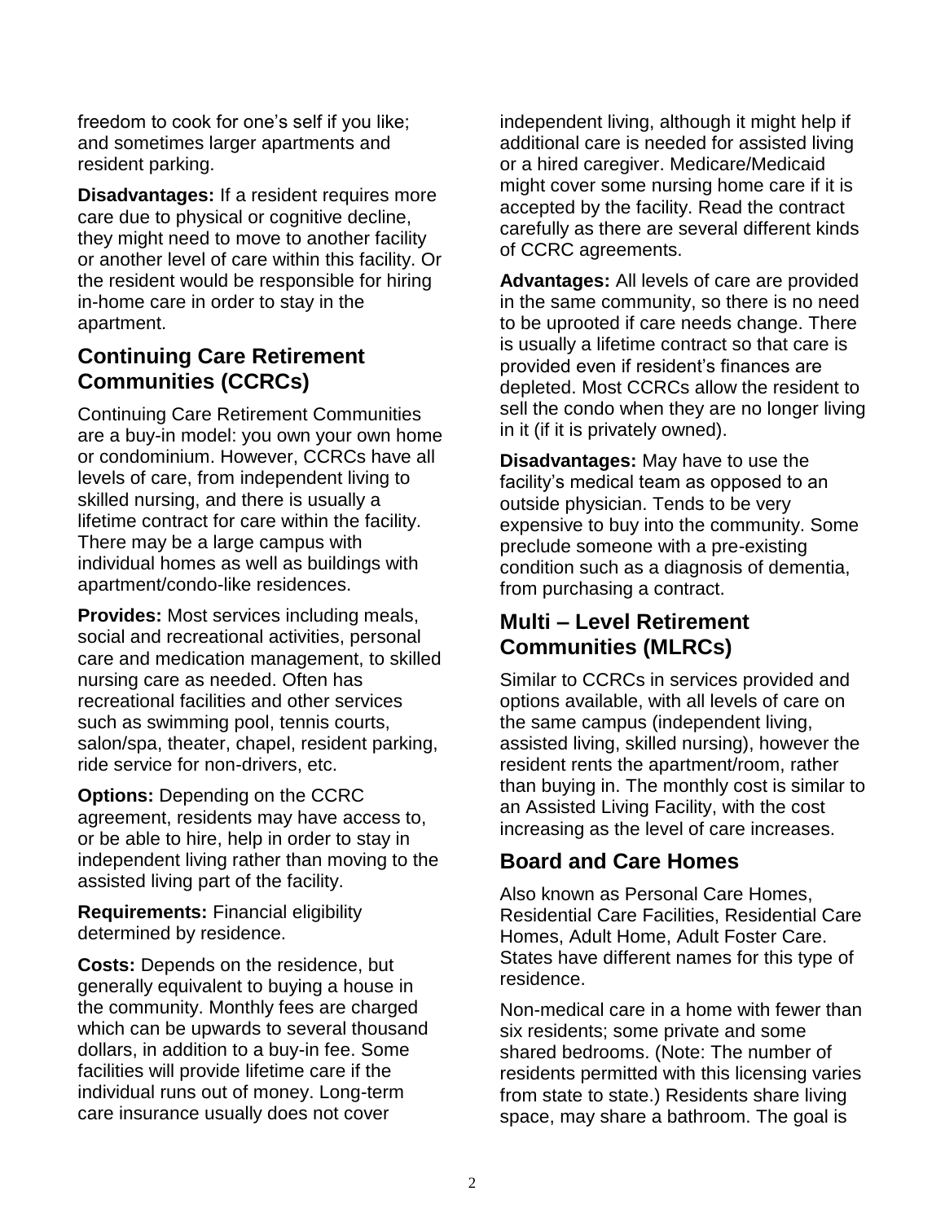freedom to cook for one's self if you like; and sometimes larger apartments and resident parking.

**Disadvantages:** If a resident requires more care due to physical or cognitive decline, they might need to move to another facility or another level of care within this facility. Or the resident would be responsible for hiring in-home care in order to stay in the apartment.

## Continuing Care Retirement Communities (CCRCs)

Continuing Care Retirement Communities are a buy-in model: you own your own home or condominium. However, CCRCs have all levels of care, from independent living to skilled nursing, and there is usually a lifetime contract for care within the facility. There may be a large campus with individual homes as well as buildings with apartment/condo-like residences.

**Provides:** Most services including meals, social and recreational activities, personal care and medication management, to skilled nursing care as needed. Often has recreational facilities and other services such as swimming pool, tennis courts, salon/spa, theater, chapel, resident parking, ride service for non-drivers, etc.

**Options:** Depending on the CCRC agreement, residents may have access to, or be able to hire, help in order to stay in independent living rather than moving to the assisted living part of the facility.

**Requirements:** Financial eligibility determined by residence.

**Costs:** Depends on the residence, but generally equivalent to buying a house in the community. Monthly fees are charged which can be upwards to several thousand dollars, in addition to a buy-in fee. Some facilities will provide lifetime care if the individual runs out of money. Long-term care insurance usually does not cover independent living, although it might help if additional care is needed for assisted living or a hired caregiver. Medicare/Medicaid might cover some nursing home care if it is accepted by the facility. Read the contract carefully as there are several different kinds of CCRC agreements.

**Advantages:** All levels of care are provided in the same community, so there is no need to be uprooted if care needs change. There is usually a lifetime contract so that care is provided even if resident's finances are depleted. Most CCRCs allow the resident to sell the condo when they are no longer living in it (if it is privately owned).

**Disadvantages:** May have to use the facility's medical team as opposed to an outside physician. Tends to be very expensive to buy into the community. Some preclude someone with a pre-existing condition such as a diagnosis of dementia, from purchasing a contract.

## Multi – Level Retirement Communities (MLRCs)

Similar to CCRCs in services provided and options available, with all levels of care on the same campus (independent living, assisted living, skilled nursing), however the resident rents the apartment/room, rather than buying in. The monthly cost is similar to an Assisted Living Facility, with the cost increasing as the level of care increases.

## Board and Care Homes

Also known as Personal Care Homes, Residential Care Facilities, Residential Care Homes, Adult Home, Adult Foster Care. States have different names for this type of residence.

Non-medical care in a home with fewer than six residents; some private and some shared bedrooms. (Note: The number of residents permitted with this licensing varies from state to state.) Residents share living space, may share a bathroom. The goal is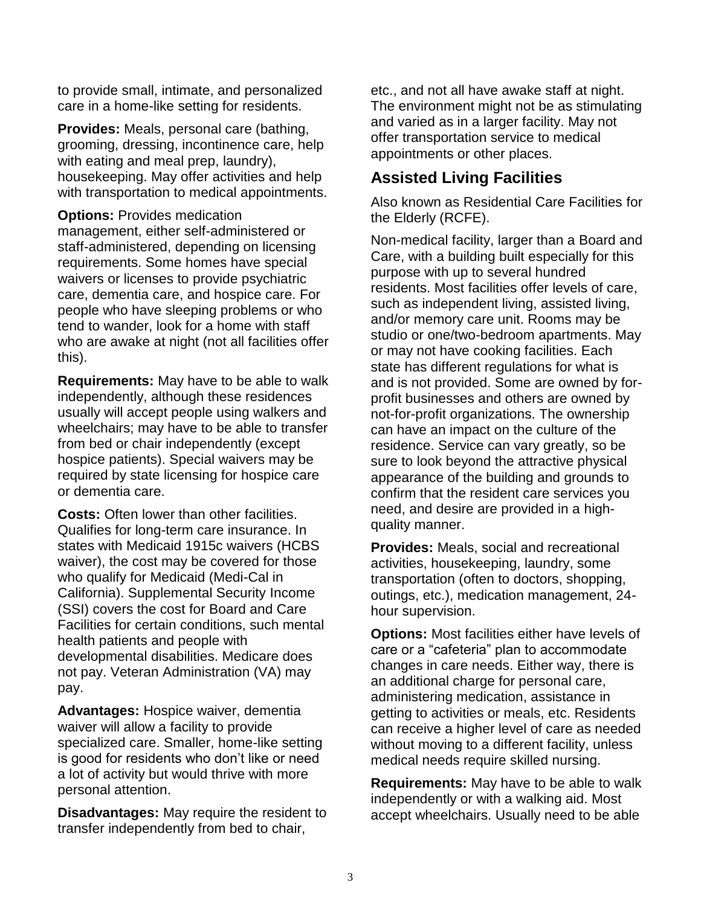to provide small, intimate, and personalized care in a home-like setting for residents.

**Provides:** Meals, personal care (bathing, grooming, dressing, incontinence care, help with eating and meal prep, laundry), housekeeping. May offer activities and help with transportation to medical appointments.

**Options:** Provides medication management, either self-administered or staff-administered, depending on licensing requirements. Some homes have special waivers or licenses to provide psychiatric care, dementia care, and hospice care. For people who have sleeping problems or who tend to wander, look for a home with staff who are awake at night (not all facilities offer this).

**Requirements:** May have to be able to walk independently, although these residences usually will accept people using walkers and wheelchairs; may have to be able to transfer from bed or chair independently (except hospice patients). Special waivers may be required by state licensing for hospice care or dementia care.

**Costs:** Often lower than other facilities. Qualifies for long-term care insurance. In states with Medicaid 1915c waivers (HCBS waiver), the cost may be covered for those who qualify for Medicaid (Medi-Cal in California). Supplemental Security Income (SSI) covers the cost for Board and Care Facilities for certain conditions, such mental health patients and people with developmental disabilities. Medicare does not pay. Veteran Administration (VA) may pay.

**Advantages:** Hospice waiver, dementia waiver will allow a facility to provide specialized care. Smaller, home-like setting is good for residents who don't like or need a lot of activity but would thrive with more personal attention.

**Disadvantages:** May require the resident to transfer independently from bed to chair, etc., and not all have awake staff at night. The environment might not be as stimulating and varied as in a larger facility. May not offer transportation service to medical appointments or other places.

## Assisted Living Facilities

Also known as Residential Care Facilities for the Elderly (RCFE).

Non-medical facility, larger than a Board and Care, with a building built especially for this purpose with up to several hundred residents. Most facilities offer levels of care, such as independent living, assisted living, and/or memory care unit. Rooms may be studio or one/two-bedroom apartments. May or may not have cooking facilities. Each state has different regulations for what is and is not provided. Some are owned by for-profit businesses and others are owned by not-for-profit organizations. The ownership can have an impact on the culture of the residence. Service can vary greatly, so be sure to look beyond the attractive physical appearance of the building and grounds to confirm that the resident care services you need, and desire are provided in a high-quality manner.

**Provides:** Meals, social and recreational activities, housekeeping, laundry, some transportation (often to doctors, shopping, outings, etc.), medication management, 24-hour supervision.

**Options:** Most facilities either have levels of care or a "cafeteria" plan to accommodate changes in care needs. Either way, there is an additional charge for personal care, administering medication, assistance in getting to activities or meals, etc. Residents can receive a higher level of care as needed without moving to a different facility, unless medical needs require skilled nursing.

**Requirements:** May have to be able to walk independently or with a walking aid. Most accept wheelchairs. Usually need to be able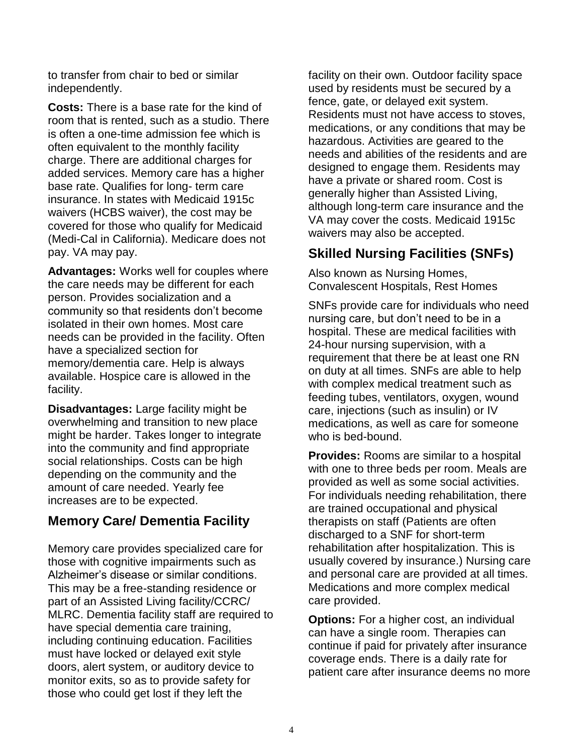to transfer from chair to bed or similar independently.

**Costs:** There is a base rate for the kind of room that is rented, such as a studio. There is often a one-time admission fee which is often equivalent to the monthly facility charge. There are additional charges for added services. Memory care has a higher base rate. Qualifies for long- term care insurance. In states with Medicaid 1915c waivers (HCBS waiver), the cost may be covered for those who qualify for Medicaid (Medi-Cal in California). Medicare does not pay. VA may pay.

**Advantages:** Works well for couples where the care needs may be different for each person. Provides socialization and a community so that residents don't become isolated in their own homes. Most care needs can be provided in the facility. Often have a specialized section for memory/dementia care. Help is always available. Hospice care is allowed in the facility.

**Disadvantages:** Large facility might be overwhelming and transition to new place might be harder. Takes longer to integrate into the community and find appropriate social relationships. Costs can be high depending on the community and the amount of care needed. Yearly fee increases are to be expected.

## Memory Care/ Dementia Facility

Memory care provides specialized care for those with cognitive impairments such as Alzheimer's disease or similar conditions. This may be a free-standing residence or part of an Assisted Living facility/CCRC/ MLRC. Dementia facility staff are required to have special dementia care training, including continuing education. Facilities must have locked or delayed exit style doors, alert system, or auditory device to monitor exits, so as to provide safety for those who could get lost if they left the facility on their own. Outdoor facility space used by residents must be secured by a fence, gate, or delayed exit system. Residents must not have access to stoves, medications, or any conditions that may be hazardous. Activities are geared to the needs and abilities of the residents and are designed to engage them. Residents may have a private or shared room. Cost is generally higher than Assisted Living, although long-term care insurance and the VA may cover the costs. Medicaid 1915c waivers may also be accepted.

## Skilled Nursing Facilities (SNFs)

Also known as Nursing Homes, Convalescent Hospitals, Rest Homes

SNFs provide care for individuals who need nursing care, but don't need to be in a hospital. These are medical facilities with 24-hour nursing supervision, with a requirement that there be at least one RN on duty at all times. SNFs are able to help with complex medical treatment such as feeding tubes, ventilators, oxygen, wound care, injections (such as insulin) or IV medications, as well as care for someone who is bed-bound.

**Provides:** Rooms are similar to a hospital with one to three beds per room. Meals are provided as well as some social activities. For individuals needing rehabilitation, there are trained occupational and physical therapists on staff (Patients are often discharged to a SNF for short-term rehabilitation after hospitalization. This is usually covered by insurance.) Nursing care and personal care are provided at all times. Medications and more complex medical care provided.

**Options:** For a higher cost, an individual can have a single room. Therapies can continue if paid for privately after insurance coverage ends. There is a daily rate for patient care after insurance deems no more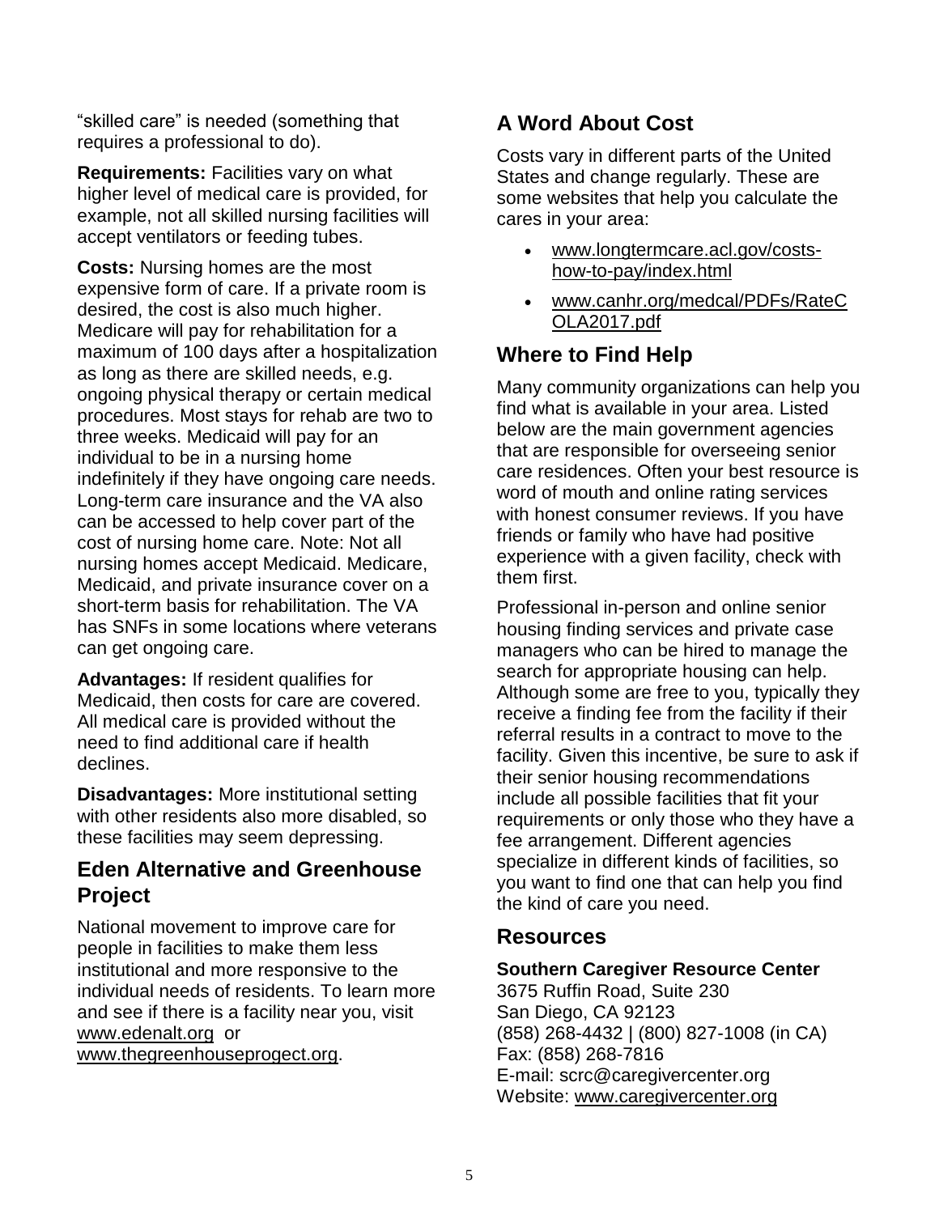"skilled care" is needed (something that requires a professional to do).

**Requirements:** Facilities vary on what higher level of medical care is provided, for example, not all skilled nursing facilities will accept ventilators or feeding tubes.

**Costs:** Nursing homes are the most expensive form of care. If a private room is desired, the cost is also much higher. Medicare will pay for rehabilitation for a maximum of 100 days after a hospitalization as long as there are skilled needs, e.g. ongoing physical therapy or certain medical procedures. Most stays for rehab are two to three weeks. Medicaid will pay for an individual to be in a nursing home indefinitely if they have ongoing care needs. Long-term care insurance and the VA also can be accessed to help cover part of the cost of nursing home care. Note: Not all nursing homes accept Medicaid. Medicare, Medicaid, and private insurance cover on a short-term basis for rehabilitation. The VA has SNFs in some locations where veterans can get ongoing care.

**Advantages:** If resident qualifies for Medicaid, then costs for care are covered. All medical care is provided without the need to find additional care if health declines.

**Disadvantages:** More institutional setting with other residents also more disabled, so these facilities may seem depressing.

## Eden Alternative and Greenhouse Project

National movement to improve care for people in facilities to make them less institutional and more responsive to the individual needs of residents. To learn more and see if there is a facility near you, visit www.edenalt.org or www.thegreenhouseprogect.org.

## A Word About Cost

Costs vary in different parts of the United States and change regularly. These are some websites that help you calculate the cares in your area:

- www.longtermcare.acl.gov/costs-how-to-pay/index.html
- www.canhr.org/medcal/PDFs/RateCOLA2017.pdf

## Where to Find Help

Many community organizations can help you find what is available in your area. Listed below are the main government agencies that are responsible for overseeing senior care residences. Often your best resource is word of mouth and online rating services with honest consumer reviews. If you have friends or family who have had positive experience with a given facility, check with them first.

Professional in-person and online senior housing finding services and private case managers who can be hired to manage the search for appropriate housing can help. Although some are free to you, typically they receive a finding fee from the facility if their referral results in a contract to move to the facility. Given this incentive, be sure to ask if their senior housing recommendations include all possible facilities that fit your requirements or only those who they have a fee arrangement. Different agencies specialize in different kinds of facilities, so you want to find one that can help you find the kind of care you need.

## Resources

**Southern Caregiver Resource Center**
3675 Ruffin Road, Suite 230
San Diego, CA 92123
(858) 268-4432 | (800) 827-1008 (in CA)
Fax: (858) 268-7816
E-mail: scrc@caregivercenter.org
Website: www.caregivercenter.org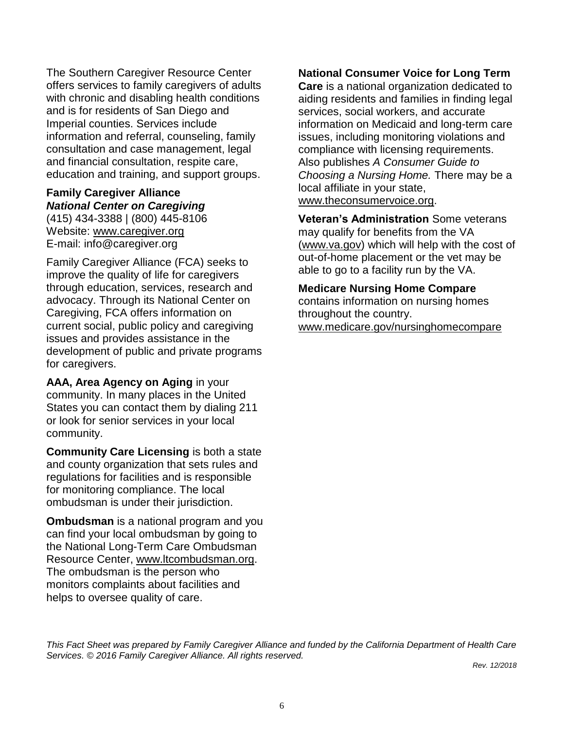The Southern Caregiver Resource Center offers services to family caregivers of adults with chronic and disabling health conditions and is for residents of San Diego and Imperial counties. Services include information and referral, counseling, family consultation and case management, legal and financial consultation, respite care, education and training, and support groups.

**Family Caregiver Alliance**
***National Center on Caregiving***
(415) 434-3388 | (800) 445-8106
Website: www.caregiver.org
E-mail: info@caregiver.org

Family Caregiver Alliance (FCA) seeks to improve the quality of life for caregivers through education, services, research and advocacy. Through its National Center on Caregiving, FCA offers information on current social, public policy and caregiving issues and provides assistance in the development of public and private programs for caregivers.

**AAA, Area Agency on Aging** in your community. In many places in the United States you can contact them by dialing 211 or look for senior services in your local community.

**Community Care Licensing** is both a state and county organization that sets rules and regulations for facilities and is responsible for monitoring compliance. The local ombudsman is under their jurisdiction.

**Ombudsman** is a national program and you can find your local ombudsman by going to the National Long-Term Care Ombudsman Resource Center, www.ltcombudsman.org. The ombudsman is the person who monitors complaints about facilities and helps to oversee quality of care.

**National Consumer Voice for Long Term Care** is a national organization dedicated to aiding residents and families in finding legal services, social workers, and accurate information on Medicaid and long-term care issues, including monitoring violations and compliance with licensing requirements. Also publishes *A Consumer Guide to Choosing a Nursing Home.* There may be a local affiliate in your state, www.theconsumervoice.org.

**Veteran's Administration** Some veterans may qualify for benefits from the VA (www.va.gov) which will help with the cost of out-of-home placement or the vet may be able to go to a facility run by the VA.

**Medicare Nursing Home Compare** contains information on nursing homes throughout the country.
www.medicare.gov/nursinghomecompare

*This Fact Sheet was prepared by Family Caregiver Alliance and funded by the California Department of Health Care Services. © 2016 Family Caregiver Alliance. All rights reserved.*

*Rev. 12/2018*